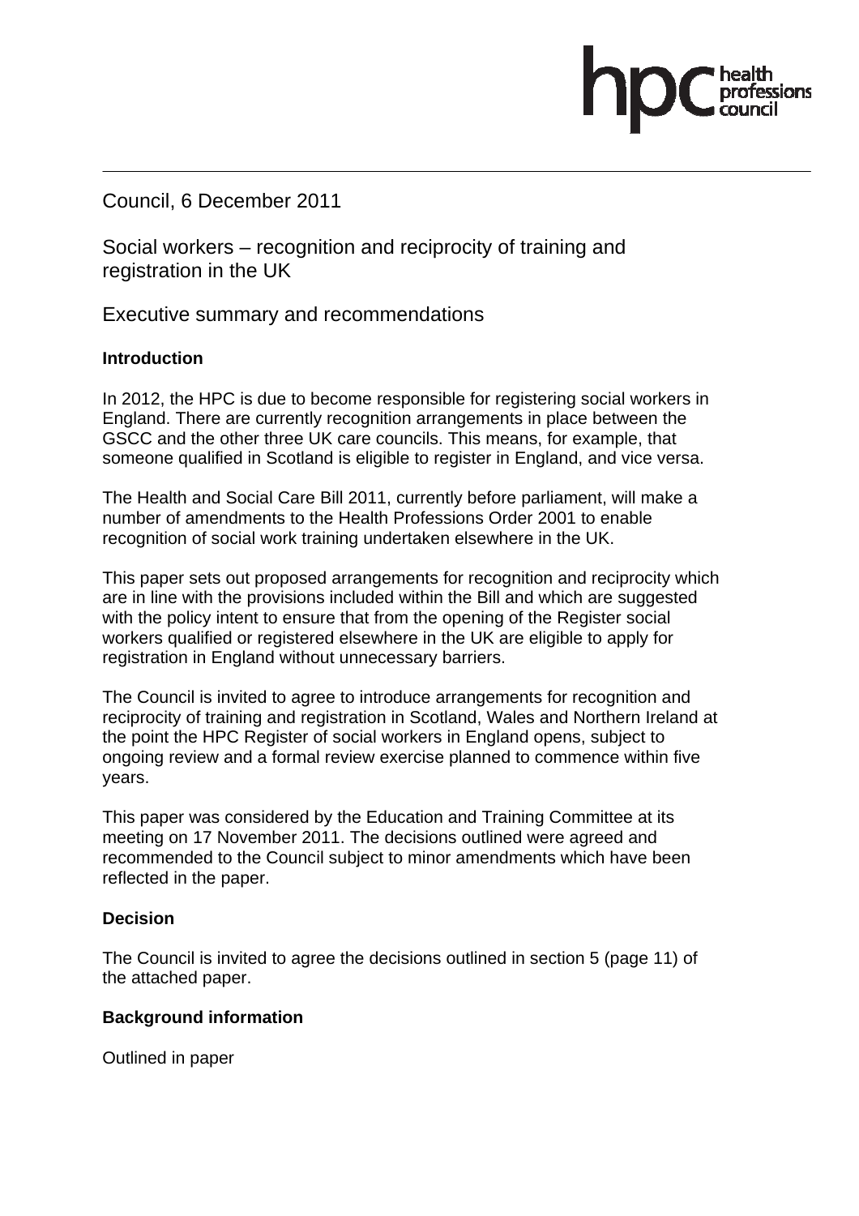Council, 6 December 2011

# Social workers – recognition and reciprocity of training and registration in the UK

## Executive summary and recommendations

**Introduction**

In 2012, the HPC is due to become responsible for registering social workers in England. There are currently recognition arrangements in place between the GSCC and the other three UK care councils. This means, for example, that someone qualified in Scotland is eligible to register in England, and vice versa.

The Health and Social Care Bill 2011, currently before parliament, will make a number of amendments to the Health Professions Order 2001 to enable recognition of social work training undertaken elsewhere in the UK.

This paper sets out proposed arrangements for recognition and reciprocity which are in line with the provisions included within the Bill and which are suggested with the policy intent to ensure that from the opening of the Register social workers qualified or registered elsewhere in the UK are eligible to apply for registration in England without unnecessary barriers.

The Council is invited to agree to introduce arrangements for recognition and reciprocity of training and registration in Scotland, Wales and Northern Ireland at the point the HPC Register of social workers in England opens, subject to ongoing review and a formal review exercise planned to commence within five years.

This paper was considered by the Education and Training Committee at its meeting on 17 November 2011. The decisions outlined were agreed and recommended to the Council subject to minor amendments which have been reflected in the paper.

**Decision**

The Council is invited to agree the decisions outlined in section 5 (page 11) of the attached paper.

**Background information**

Outlined in paper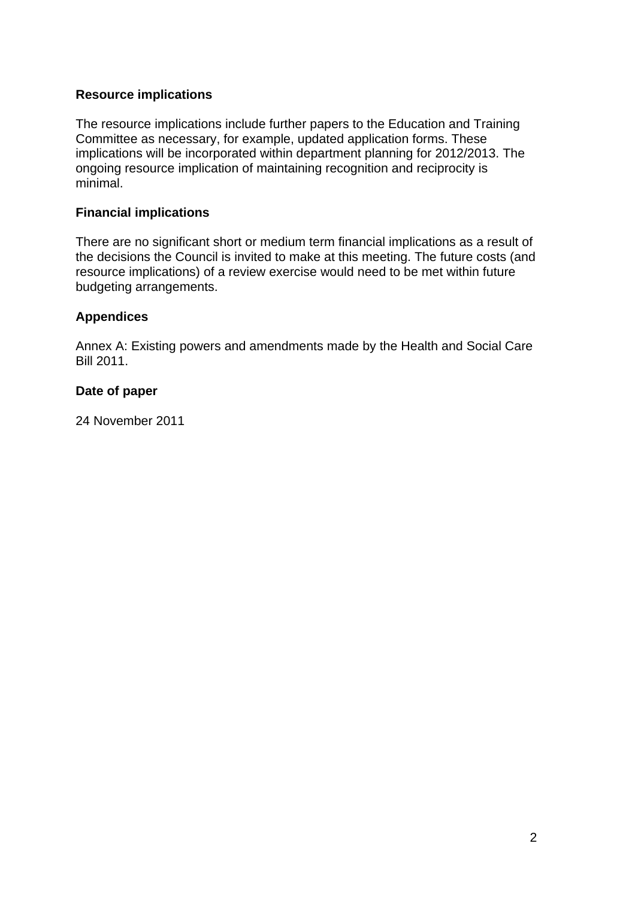**Resource implications**

The resource implications include further papers to the Education and Training Committee as necessary, for example, updated application forms. These implications will be incorporated within department planning for 2012/2013. The ongoing resource implication of maintaining recognition and reciprocity is minimal.

**Financial implications**

There are no significant short or medium term financial implications as a result of the decisions the Council is invited to make at this meeting. The future costs (and resource implications) of a review exercise would need to be met within future budgeting arrangements.

**Appendices**

Annex A: Existing powers and amendments made by the Health and Social Care Bill 2011.

**Date of paper**

24 November 2011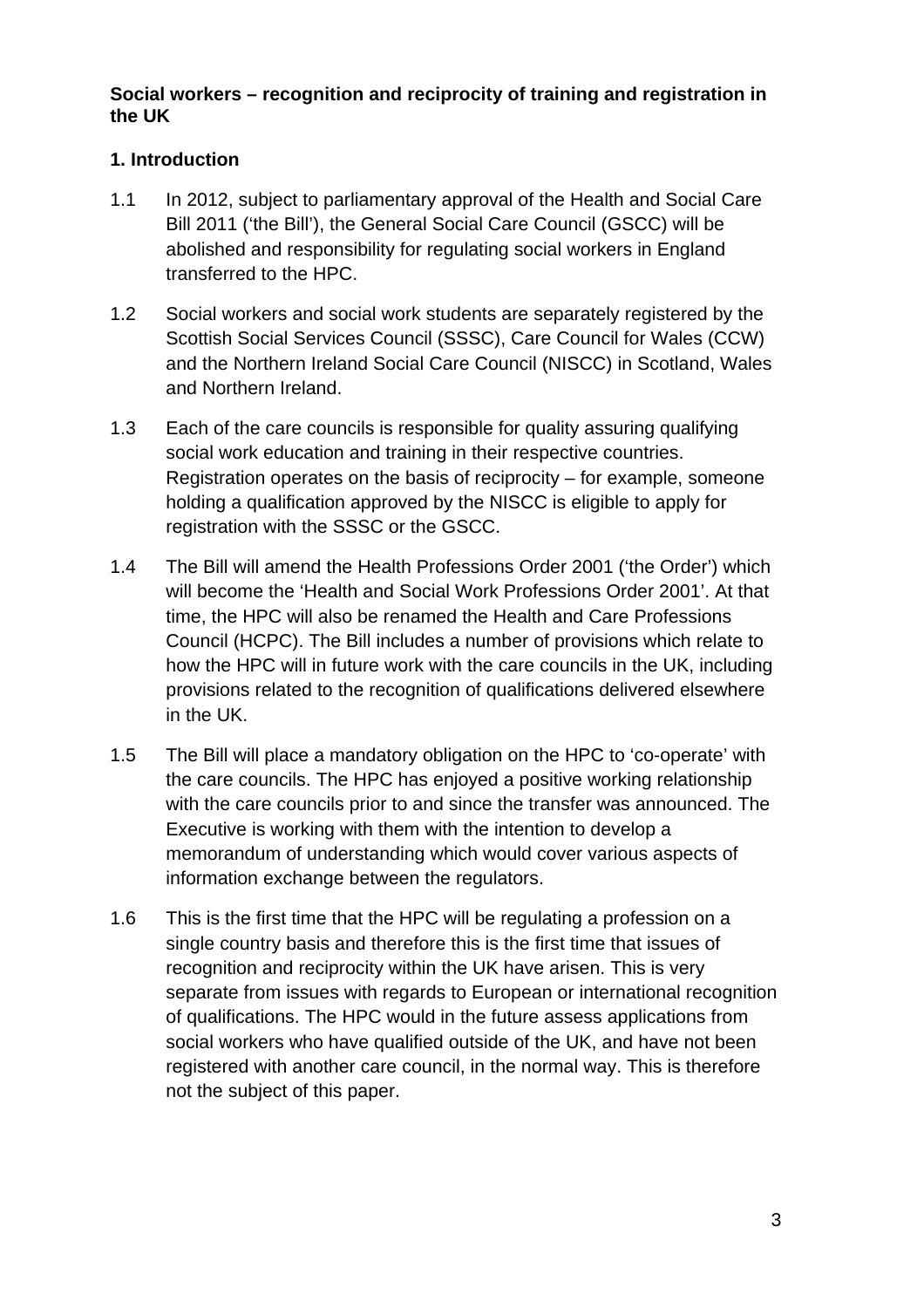**Social workers – recognition and reciprocity of training and registration in the UK**

## 1. Introduction

1.1 In 2012, subject to parliamentary approval of the Health and Social Care Bill 2011 ('the Bill'), the General Social Care Council (GSCC) will be abolished and responsibility for regulating social workers in England transferred to the HPC.

1.2 Social workers and social work students are separately registered by the Scottish Social Services Council (SSSC), Care Council for Wales (CCW) and the Northern Ireland Social Care Council (NISCC) in Scotland, Wales and Northern Ireland.

1.3 Each of the care councils is responsible for quality assuring qualifying social work education and training in their respective countries. Registration operates on the basis of reciprocity – for example, someone holding a qualification approved by the NISCC is eligible to apply for registration with the SSSC or the GSCC.

1.4 The Bill will amend the Health Professions Order 2001 ('the Order') which will become the 'Health and Social Work Professions Order 2001'. At that time, the HPC will also be renamed the Health and Care Professions Council (HCPC). The Bill includes a number of provisions which relate to how the HPC will in future work with the care councils in the UK, including provisions related to the recognition of qualifications delivered elsewhere in the UK.

1.5 The Bill will place a mandatory obligation on the HPC to 'co-operate' with the care councils. The HPC has enjoyed a positive working relationship with the care councils prior to and since the transfer was announced. The Executive is working with them with the intention to develop a memorandum of understanding which would cover various aspects of information exchange between the regulators.

1.6 This is the first time that the HPC will be regulating a profession on a single country basis and therefore this is the first time that issues of recognition and reciprocity within the UK have arisen. This is very separate from issues with regards to European or international recognition of qualifications. The HPC would in the future assess applications from social workers who have qualified outside of the UK, and have not been registered with another care council, in the normal way. This is therefore not the subject of this paper.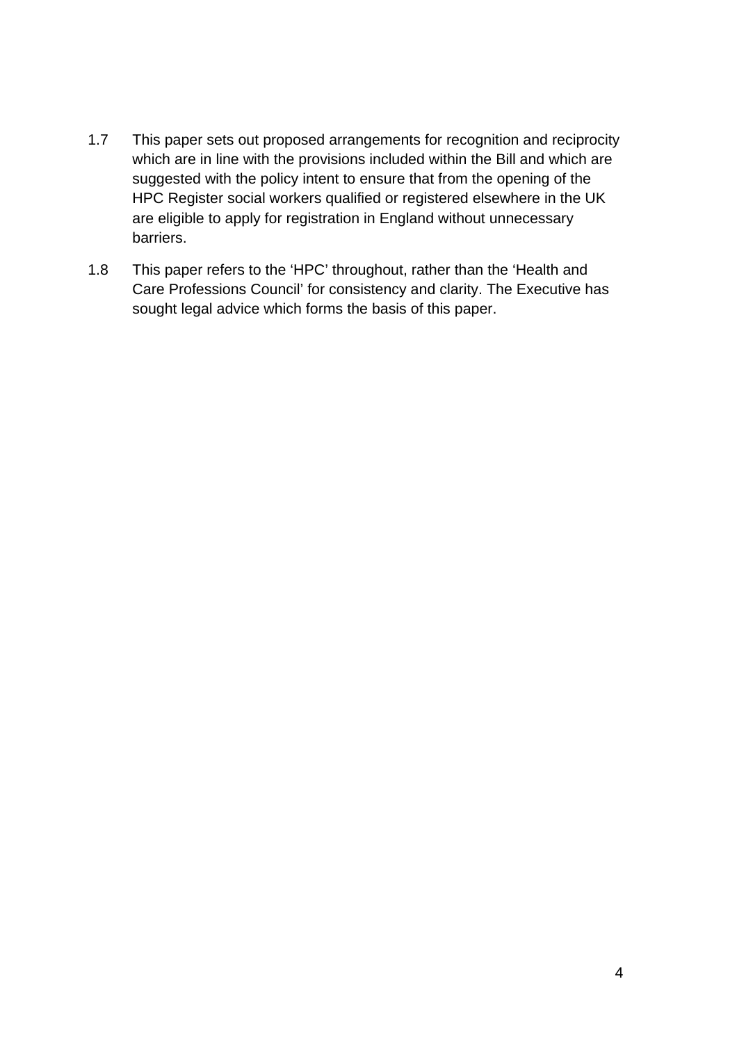1.7 This paper sets out proposed arrangements for recognition and reciprocity which are in line with the provisions included within the Bill and which are suggested with the policy intent to ensure that from the opening of the HPC Register social workers qualified or registered elsewhere in the UK are eligible to apply for registration in England without unnecessary barriers.

1.8 This paper refers to the ‘HPC’ throughout, rather than the ‘Health and Care Professions Council’ for consistency and clarity. The Executive has sought legal advice which forms the basis of this paper.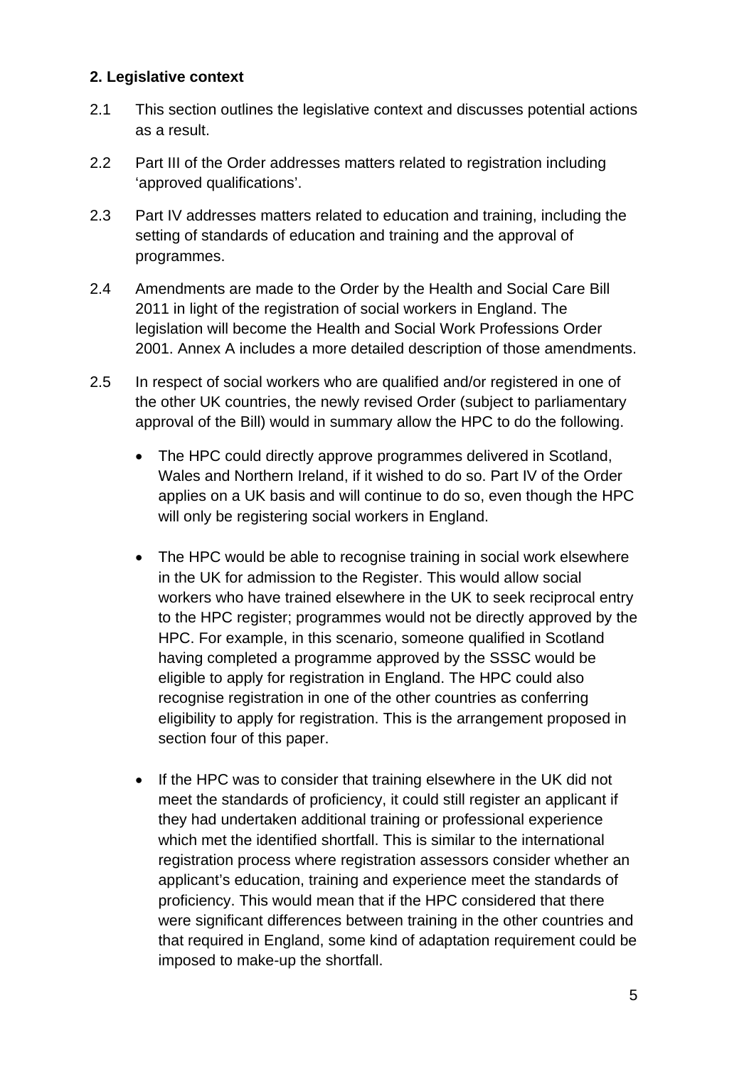**2. Legislative context**

2.1 This section outlines the legislative context and discusses potential actions as a result.

2.2 Part III of the Order addresses matters related to registration including 'approved qualifications'.

2.3 Part IV addresses matters related to education and training, including the setting of standards of education and training and the approval of programmes.

2.4 Amendments are made to the Order by the Health and Social Care Bill 2011 in light of the registration of social workers in England. The legislation will become the Health and Social Work Professions Order 2001. Annex A includes a more detailed description of those amendments.

2.5 In respect of social workers who are qualified and/or registered in one of the other UK countries, the newly revised Order (subject to parliamentary approval of the Bill) would in summary allow the HPC to do the following.

- The HPC could directly approve programmes delivered in Scotland, Wales and Northern Ireland, if it wished to do so. Part IV of the Order applies on a UK basis and will continue to do so, even though the HPC will only be registering social workers in England.

- The HPC would be able to recognise training in social work elsewhere in the UK for admission to the Register. This would allow social workers who have trained elsewhere in the UK to seek reciprocal entry to the HPC register; programmes would not be directly approved by the HPC. For example, in this scenario, someone qualified in Scotland having completed a programme approved by the SSSC would be eligible to apply for registration in England. The HPC could also recognise registration in one of the other countries as conferring eligibility to apply for registration. This is the arrangement proposed in section four of this paper.

- If the HPC was to consider that training elsewhere in the UK did not meet the standards of proficiency, it could still register an applicant if they had undertaken additional training or professional experience which met the identified shortfall. This is similar to the international registration process where registration assessors consider whether an applicant's education, training and experience meet the standards of proficiency. This would mean that if the HPC considered that there were significant differences between training in the other countries and that required in England, some kind of adaptation requirement could be imposed to make-up the shortfall.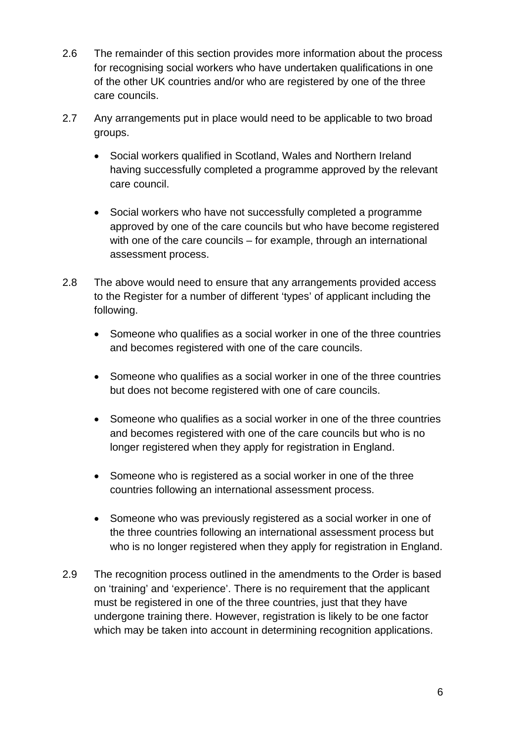2.6 The remainder of this section provides more information about the process for recognising social workers who have undertaken qualifications in one of the other UK countries and/or who are registered by one of the three care councils.

2.7 Any arrangements put in place would need to be applicable to two broad groups.

- Social workers qualified in Scotland, Wales and Northern Ireland having successfully completed a programme approved by the relevant care council.

- Social workers who have not successfully completed a programme approved by one of the care councils but who have become registered with one of the care councils – for example, through an international assessment process.

2.8 The above would need to ensure that any arrangements provided access to the Register for a number of different 'types' of applicant including the following.

- Someone who qualifies as a social worker in one of the three countries and becomes registered with one of the care councils.

- Someone who qualifies as a social worker in one of the three countries but does not become registered with one of care councils.

- Someone who qualifies as a social worker in one of the three countries and becomes registered with one of the care councils but who is no longer registered when they apply for registration in England.

- Someone who is registered as a social worker in one of the three countries following an international assessment process.

- Someone who was previously registered as a social worker in one of the three countries following an international assessment process but who is no longer registered when they apply for registration in England.

2.9 The recognition process outlined in the amendments to the Order is based on 'training' and 'experience'. There is no requirement that the applicant must be registered in one of the three countries, just that they have undergone training there. However, registration is likely to be one factor which may be taken into account in determining recognition applications.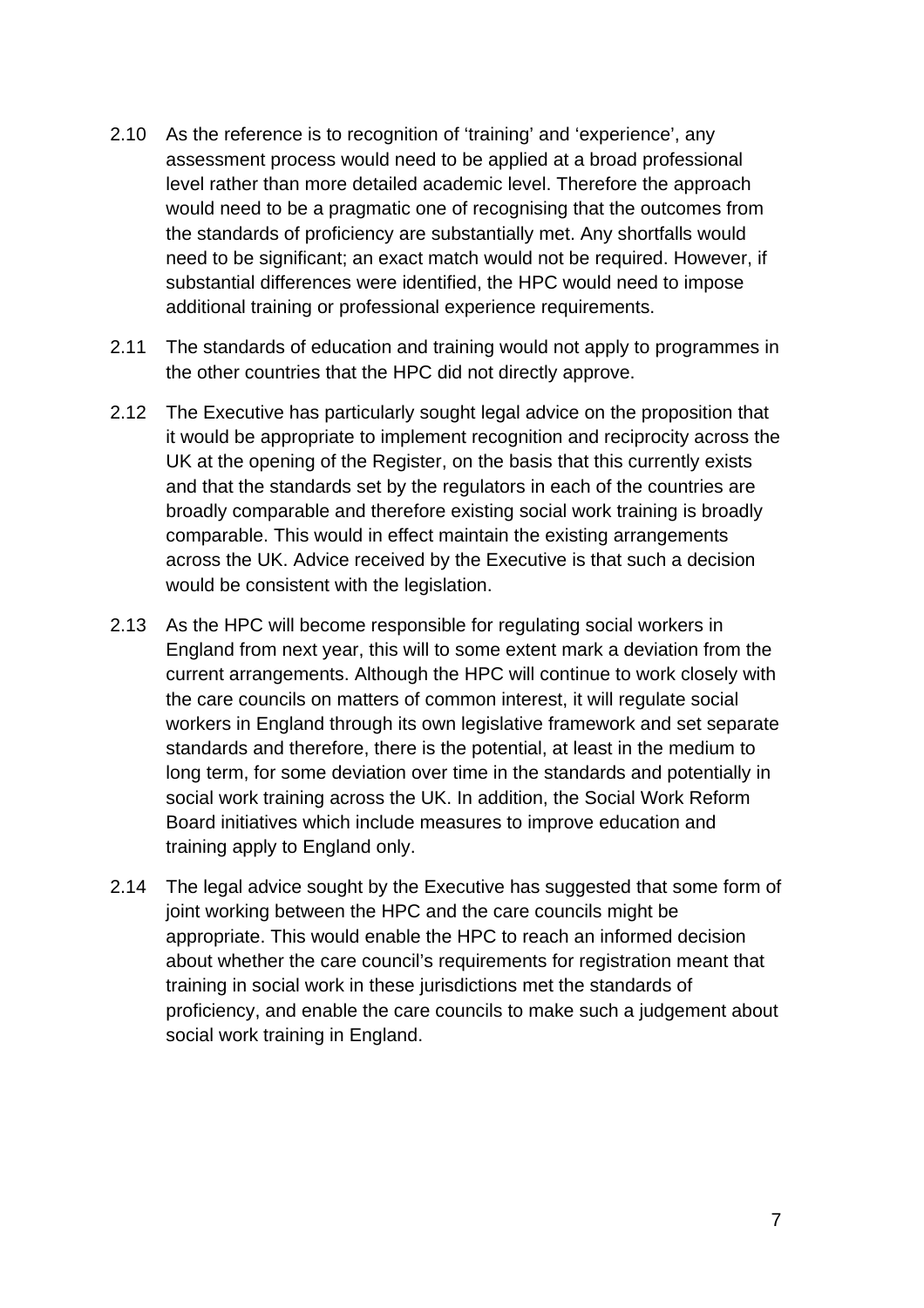2.10 As the reference is to recognition of 'training' and 'experience', any assessment process would need to be applied at a broad professional level rather than more detailed academic level. Therefore the approach would need to be a pragmatic one of recognising that the outcomes from the standards of proficiency are substantially met. Any shortfalls would need to be significant; an exact match would not be required. However, if substantial differences were identified, the HPC would need to impose additional training or professional experience requirements.

2.11 The standards of education and training would not apply to programmes in the other countries that the HPC did not directly approve.

2.12 The Executive has particularly sought legal advice on the proposition that it would be appropriate to implement recognition and reciprocity across the UK at the opening of the Register, on the basis that this currently exists and that the standards set by the regulators in each of the countries are broadly comparable and therefore existing social work training is broadly comparable. This would in effect maintain the existing arrangements across the UK. Advice received by the Executive is that such a decision would be consistent with the legislation.

2.13 As the HPC will become responsible for regulating social workers in England from next year, this will to some extent mark a deviation from the current arrangements. Although the HPC will continue to work closely with the care councils on matters of common interest, it will regulate social workers in England through its own legislative framework and set separate standards and therefore, there is the potential, at least in the medium to long term, for some deviation over time in the standards and potentially in social work training across the UK. In addition, the Social Work Reform Board initiatives which include measures to improve education and training apply to England only.

2.14 The legal advice sought by the Executive has suggested that some form of joint working between the HPC and the care councils might be appropriate. This would enable the HPC to reach an informed decision about whether the care council's requirements for registration meant that training in social work in these jurisdictions met the standards of proficiency, and enable the care councils to make such a judgement about social work training in England.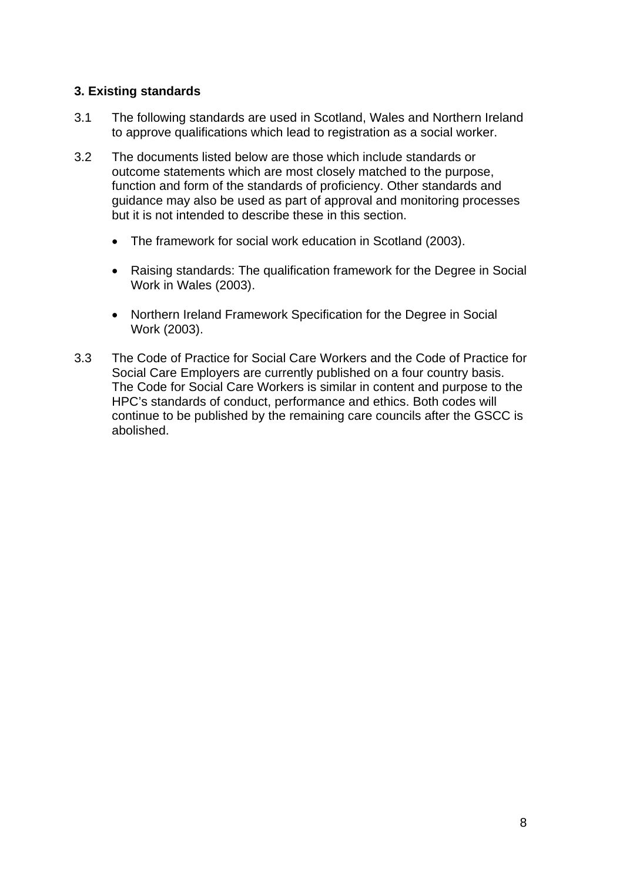### 3. Existing standards

3.1 The following standards are used in Scotland, Wales and Northern Ireland to approve qualifications which lead to registration as a social worker.

3.2 The documents listed below are those which include standards or outcome statements which are most closely matched to the purpose, function and form of the standards of proficiency. Other standards and guidance may also be used as part of approval and monitoring processes but it is not intended to describe these in this section.

- The framework for social work education in Scotland (2003).
- Raising standards: The qualification framework for the Degree in Social Work in Wales (2003).
- Northern Ireland Framework Specification for the Degree in Social Work (2003).

3.3 The Code of Practice for Social Care Workers and the Code of Practice for Social Care Employers are currently published on a four country basis. The Code for Social Care Workers is similar in content and purpose to the HPC's standards of conduct, performance and ethics. Both codes will continue to be published by the remaining care councils after the GSCC is abolished.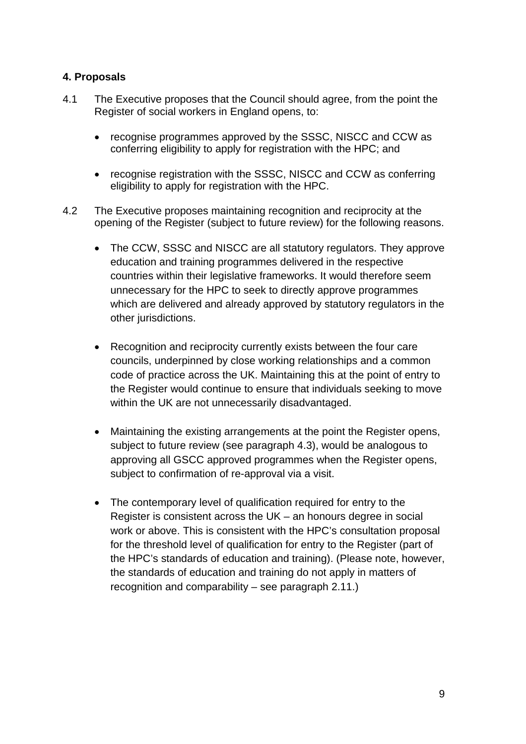## 4. Proposals

4.1 The Executive proposes that the Council should agree, from the point the Register of social workers in England opens, to:

- recognise programmes approved by the SSSC, NISCC and CCW as conferring eligibility to apply for registration with the HPC; and
- recognise registration with the SSSC, NISCC and CCW as conferring eligibility to apply for registration with the HPC.

4.2 The Executive proposes maintaining recognition and reciprocity at the opening of the Register (subject to future review) for the following reasons.

- The CCW, SSSC and NISCC are all statutory regulators. They approve education and training programmes delivered in the respective countries within their legislative frameworks. It would therefore seem unnecessary for the HPC to seek to directly approve programmes which are delivered and already approved by statutory regulators in the other jurisdictions.
- Recognition and reciprocity currently exists between the four care councils, underpinned by close working relationships and a common code of practice across the UK. Maintaining this at the point of entry to the Register would continue to ensure that individuals seeking to move within the UK are not unnecessarily disadvantaged.
- Maintaining the existing arrangements at the point the Register opens, subject to future review (see paragraph 4.3), would be analogous to approving all GSCC approved programmes when the Register opens, subject to confirmation of re-approval via a visit.
- The contemporary level of qualification required for entry to the Register is consistent across the UK – an honours degree in social work or above. This is consistent with the HPC's consultation proposal for the threshold level of qualification for entry to the Register (part of the HPC's standards of education and training). (Please note, however, the standards of education and training do not apply in matters of recognition and comparability – see paragraph 2.11.)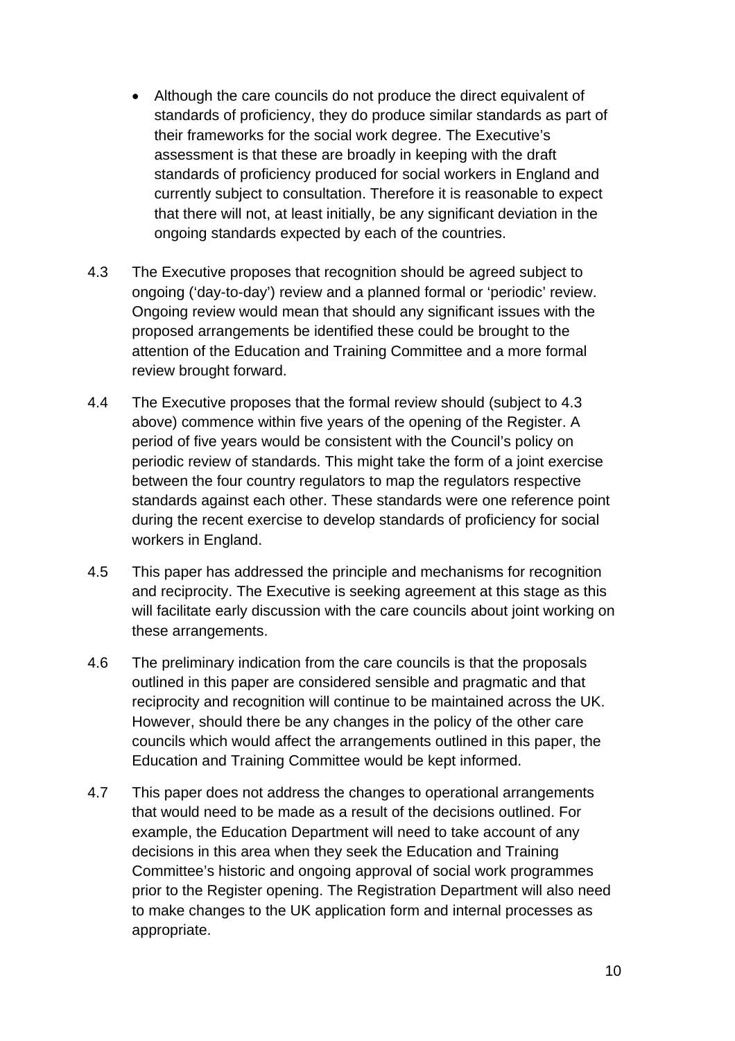- Although the care councils do not produce the direct equivalent of standards of proficiency, they do produce similar standards as part of their frameworks for the social work degree. The Executive's assessment is that these are broadly in keeping with the draft standards of proficiency produced for social workers in England and currently subject to consultation. Therefore it is reasonable to expect that there will not, at least initially, be any significant deviation in the ongoing standards expected by each of the countries.

4.3 The Executive proposes that recognition should be agreed subject to ongoing ('day-to-day') review and a planned formal or 'periodic' review. Ongoing review would mean that should any significant issues with the proposed arrangements be identified these could be brought to the attention of the Education and Training Committee and a more formal review brought forward.

4.4 The Executive proposes that the formal review should (subject to 4.3 above) commence within five years of the opening of the Register. A period of five years would be consistent with the Council's policy on periodic review of standards. This might take the form of a joint exercise between the four country regulators to map the regulators respective standards against each other. These standards were one reference point during the recent exercise to develop standards of proficiency for social workers in England.

4.5 This paper has addressed the principle and mechanisms for recognition and reciprocity. The Executive is seeking agreement at this stage as this will facilitate early discussion with the care councils about joint working on these arrangements.

4.6 The preliminary indication from the care councils is that the proposals outlined in this paper are considered sensible and pragmatic and that reciprocity and recognition will continue to be maintained across the UK. However, should there be any changes in the policy of the other care councils which would affect the arrangements outlined in this paper, the Education and Training Committee would be kept informed.

4.7 This paper does not address the changes to operational arrangements that would need to be made as a result of the decisions outlined. For example, the Education Department will need to take account of any decisions in this area when they seek the Education and Training Committee's historic and ongoing approval of social work programmes prior to the Register opening. The Registration Department will also need to make changes to the UK application form and internal processes as appropriate.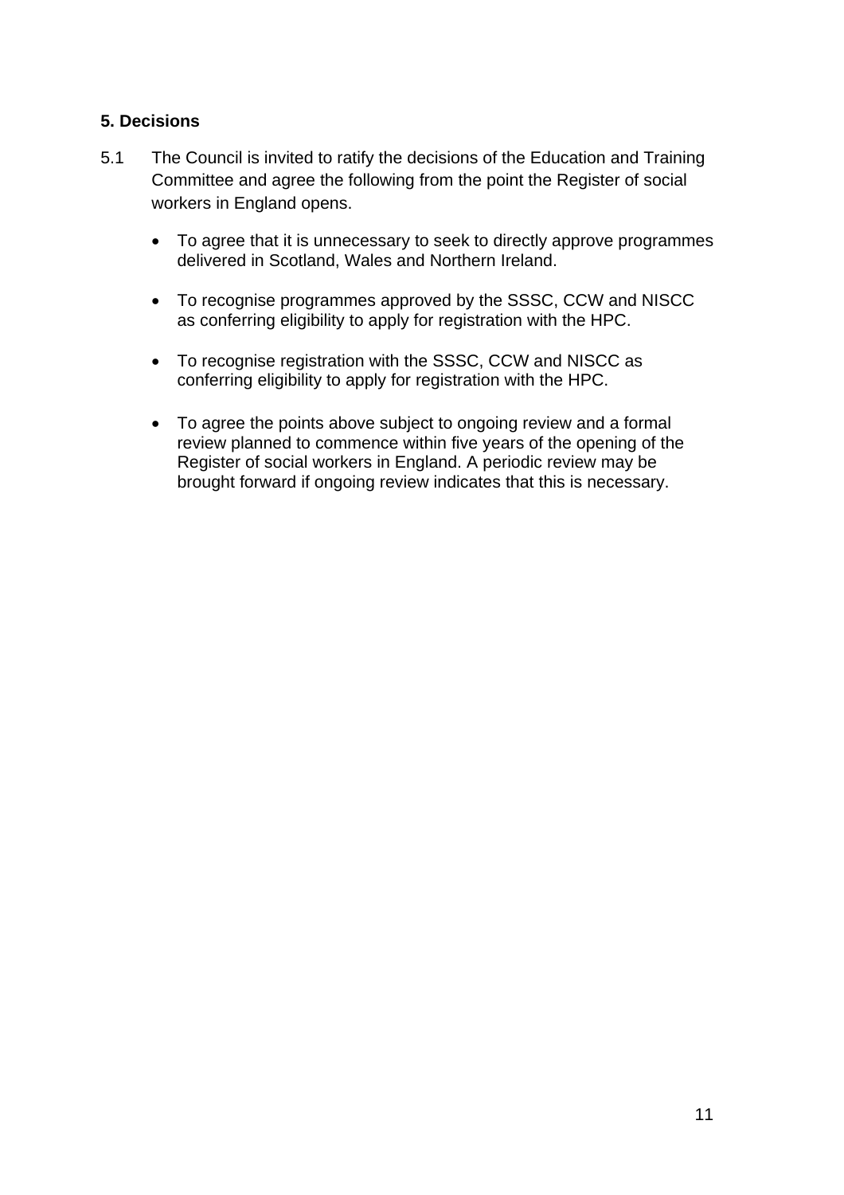**5. Decisions**

5.1 The Council is invited to ratify the decisions of the Education and Training Committee and agree the following from the point the Register of social workers in England opens.

- To agree that it is unnecessary to seek to directly approve programmes delivered in Scotland, Wales and Northern Ireland.
- To recognise programmes approved by the SSSC, CCW and NISCC as conferring eligibility to apply for registration with the HPC.
- To recognise registration with the SSSC, CCW and NISCC as conferring eligibility to apply for registration with the HPC.
- To agree the points above subject to ongoing review and a formal review planned to commence within five years of the opening of the Register of social workers in England. A periodic review may be brought forward if ongoing review indicates that this is necessary.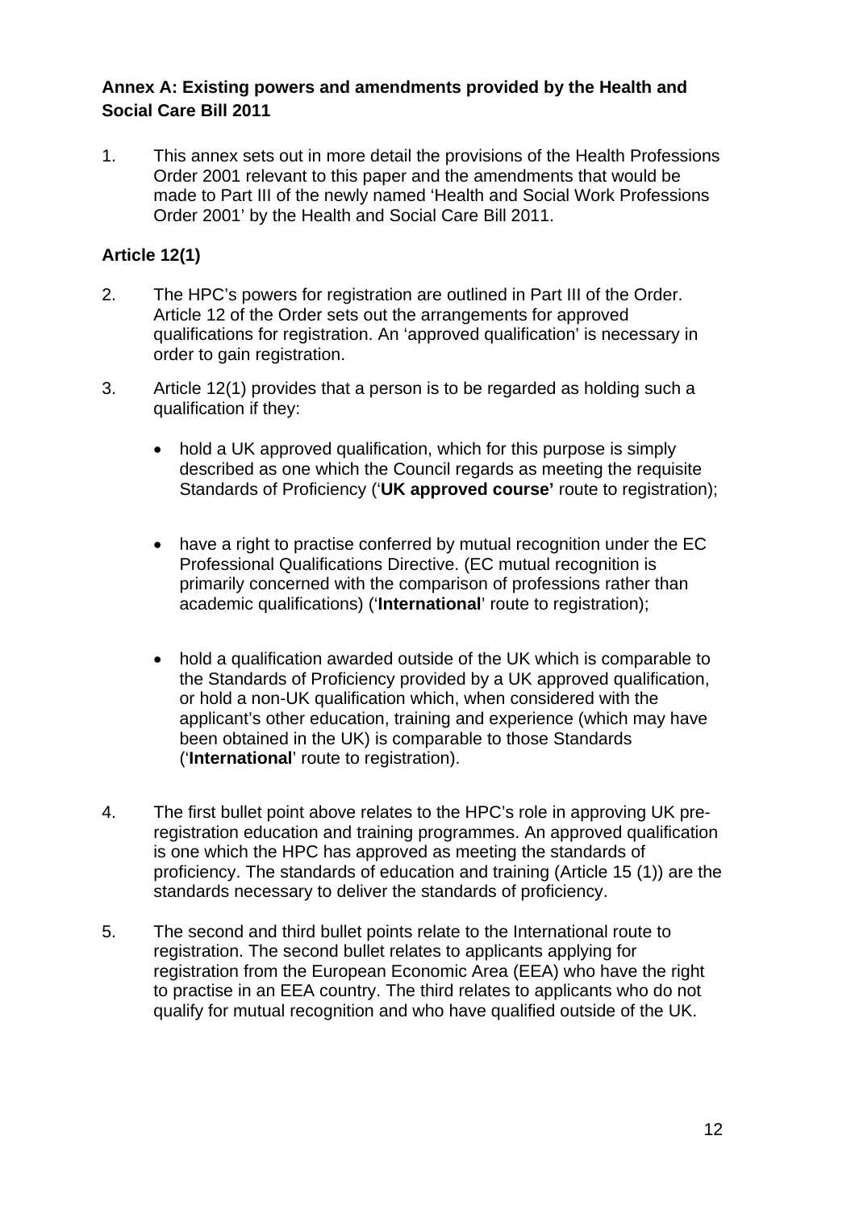## Annex A: Existing powers and amendments provided by the Health and Social Care Bill 2011

1. This annex sets out in more detail the provisions of the Health Professions Order 2001 relevant to this paper and the amendments that would be made to Part III of the newly named 'Health and Social Work Professions Order 2001' by the Health and Social Care Bill 2011.

### Article 12(1)

2. The HPC's powers for registration are outlined in Part III of the Order. Article 12 of the Order sets out the arrangements for approved qualifications for registration. An 'approved qualification' is necessary in order to gain registration.

3. Article 12(1) provides that a person is to be regarded as holding such a qualification if they:

   - hold a UK approved qualification, which for this purpose is simply described as one which the Council regards as meeting the requisite Standards of Proficiency ('**UK approved course'** route to registration);

   - have a right to practise conferred by mutual recognition under the EC Professional Qualifications Directive. (EC mutual recognition is primarily concerned with the comparison of professions rather than academic qualifications) ('**International**' route to registration);

   - hold a qualification awarded outside of the UK which is comparable to the Standards of Proficiency provided by a UK approved qualification, or hold a non-UK qualification which, when considered with the applicant's other education, training and experience (which may have been obtained in the UK) is comparable to those Standards ('**International**' route to registration).

4. The first bullet point above relates to the HPC's role in approving UK pre-registration education and training programmes. An approved qualification is one which the HPC has approved as meeting the standards of proficiency. The standards of education and training (Article 15 (1)) are the standards necessary to deliver the standards of proficiency.

5. The second and third bullet points relate to the International route to registration. The second bullet relates to applicants applying for registration from the European Economic Area (EEA) who have the right to practise in an EEA country. The third relates to applicants who do not qualify for mutual recognition and who have qualified outside of the UK.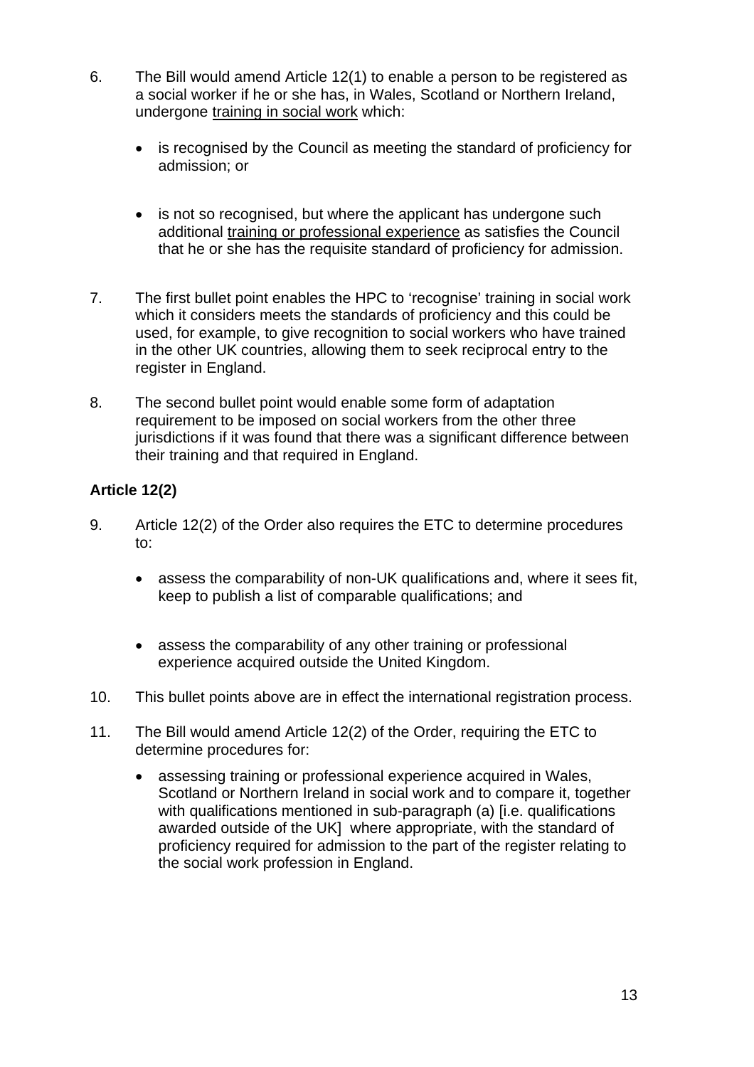6. The Bill would amend Article 12(1) to enable a person to be registered as a social worker if he or she has, in Wales, Scotland or Northern Ireland, undergone <u>training in social work</u> which:

   - is recognised by the Council as meeting the standard of proficiency for admission; or

   - is not so recognised, but where the applicant has undergone such additional <u>training or professional experience</u> as satisfies the Council that he or she has the requisite standard of proficiency for admission.

7. The first bullet point enables the HPC to 'recognise' training in social work which it considers meets the standards of proficiency and this could be used, for example, to give recognition to social workers who have trained in the other UK countries, allowing them to seek reciprocal entry to the register in England.

8. The second bullet point would enable some form of adaptation requirement to be imposed on social workers from the other three jurisdictions if it was found that there was a significant difference between their training and that required in England.

**Article 12(2)**

9. Article 12(2) of the Order also requires the ETC to determine procedures to:

   - assess the comparability of non-UK qualifications and, where it sees fit, keep to publish a list of comparable qualifications; and

   - assess the comparability of any other training or professional experience acquired outside the United Kingdom.

10. This bullet points above are in effect the international registration process.

11. The Bill would amend Article 12(2) of the Order, requiring the ETC to determine procedures for:

   - assessing training or professional experience acquired in Wales, Scotland or Northern Ireland in social work and to compare it, together with qualifications mentioned in sub-paragraph (a) [i.e. qualifications awarded outside of the UK] where appropriate, with the standard of proficiency required for admission to the part of the register relating to the social work profession in England.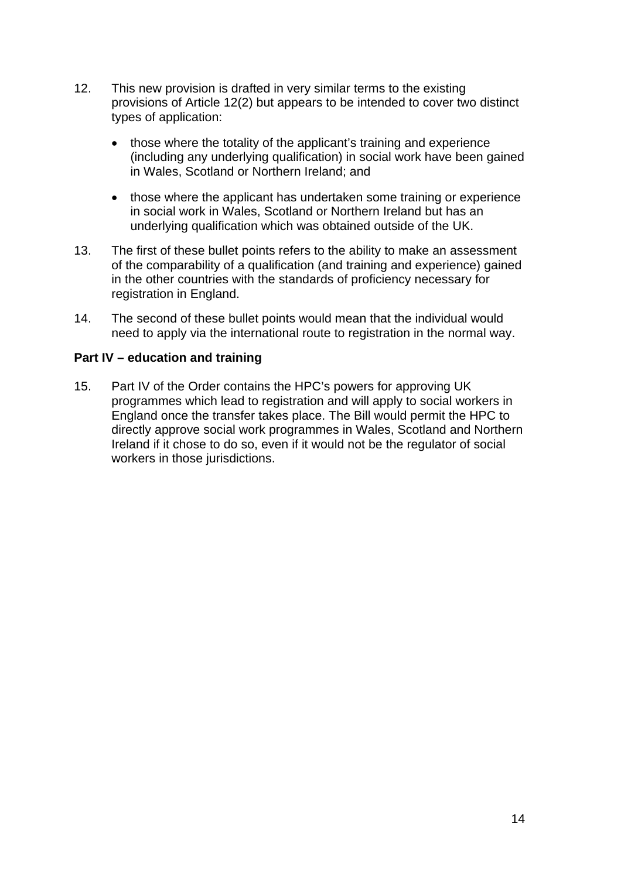12. This new provision is drafted in very similar terms to the existing provisions of Article 12(2) but appears to be intended to cover two distinct types of application:

    - those where the totality of the applicant's training and experience (including any underlying qualification) in social work have been gained in Wales, Scotland or Northern Ireland; and

    - those where the applicant has undertaken some training or experience in social work in Wales, Scotland or Northern Ireland but has an underlying qualification which was obtained outside of the UK.

13. The first of these bullet points refers to the ability to make an assessment of the comparability of a qualification (and training and experience) gained in the other countries with the standards of proficiency necessary for registration in England.

14. The second of these bullet points would mean that the individual would need to apply via the international route to registration in the normal way.

**Part IV – education and training**

15. Part IV of the Order contains the HPC's powers for approving UK programmes which lead to registration and will apply to social workers in England once the transfer takes place. The Bill would permit the HPC to directly approve social work programmes in Wales, Scotland and Northern Ireland if it chose to do so, even if it would not be the regulator of social workers in those jurisdictions.